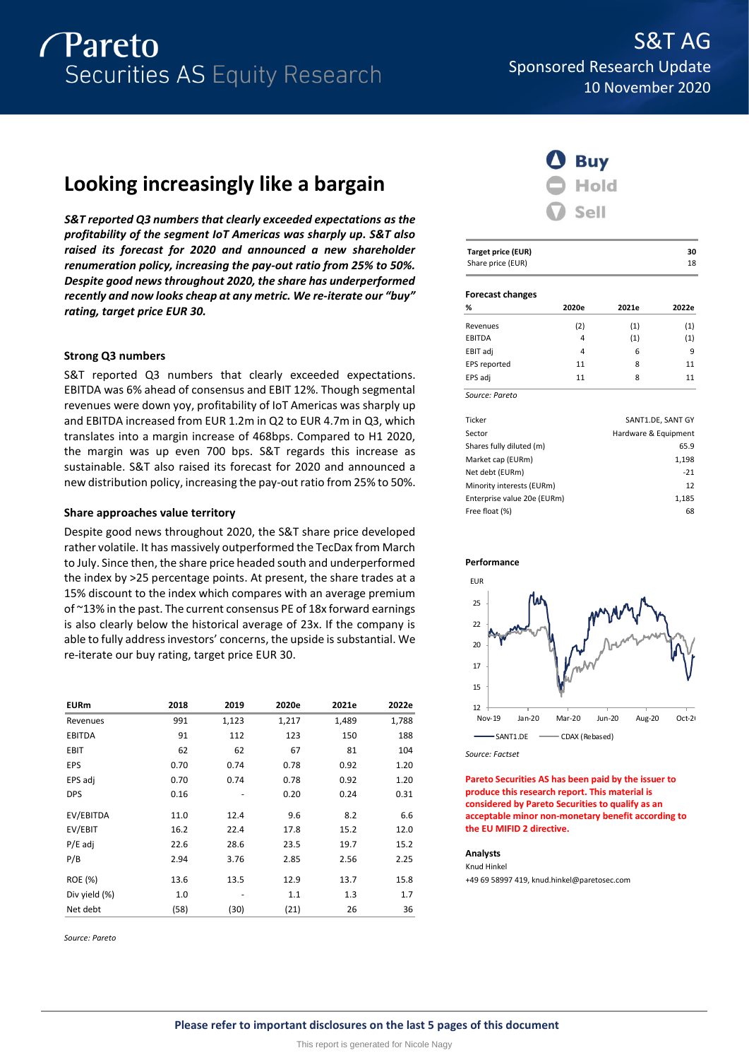# Pareto Securities AS Equity Research

**S&T AG**
Sponsored Research Update
10 November 2020

## Looking increasingly like a bargain

***S&T reported Q3 numbers that clearly exceeded expectations as the profitability of the segment IoT Americas was sharply up. S&T also raised its forecast for 2020 and announced a new shareholder renumeration policy, increasing the pay-out ratio from 25% to 50%. Despite good news throughout 2020, the share has underperformed recently and now looks cheap at any metric. We re-iterate our "buy" rating, target price EUR 30.***

### Strong Q3 numbers

S&T reported Q3 numbers that clearly exceeded expectations. EBITDA was 6% ahead of consensus and EBIT 12%. Though segmental revenues were down yoy, profitability of IoT Americas was sharply up and EBITDA increased from EUR 1.2m in Q2 to EUR 4.7m in Q3, which translates into a margin increase of 468bps. Compared to H1 2020, the margin was up even 700 bps. S&T regards this increase as sustainable. S&T also raised its forecast for 2020 and announced a new distribution policy, increasing the pay-out ratio from 25% to 50%.

### Share approaches value territory

Despite good news throughout 2020, the S&T share price developed rather volatile. It has massively outperformed the TecDax from March to July. Since then, the share price headed south and underperformed the index by >25 percentage points. At present, the share trades at a 15% discount to the index which compares with an average premium of ~13% in the past. The current consensus PE of 18x forward earnings is also clearly below the historical average of 23x. If the company is able to fully address investors' concerns, the upside is substantial. We re-iterate our buy rating, target price EUR 30.

| EURm | 2018 | 2019 | 2020e | 2021e | 2022e |
|---|---|---|---|---|---|
| Revenues | 991 | 1,123 | 1,217 | 1,489 | 1,788 |
| EBITDA | 91 | 112 | 123 | 150 | 188 |
| EBIT | 62 | 62 | 67 | 81 | 104 |
| EPS | 0.70 | 0.74 | 0.78 | 0.92 | 1.20 |
| EPS adj | 0.70 | 0.74 | 0.78 | 0.92 | 1.20 |
| DPS | 0.16 | - | 0.20 | 0.24 | 0.31 |
| EV/EBITDA | 11.0 | 12.4 | 9.6 | 8.2 | 6.6 |
| EV/EBIT | 16.2 | 22.4 | 17.8 | 15.2 | 12.0 |
| P/E adj | 22.6 | 28.6 | 23.5 | 19.7 | 15.2 |
| P/B | 2.94 | 3.76 | 2.85 | 2.56 | 2.25 |
| ROE (%) | 13.6 | 13.5 | 12.9 | 13.7 | 15.8 |
| Div yield (%) | 1.0 | - | 1.1 | 1.3 | 1.7 |
| Net debt | (58) | (30) | (21) | 26 | 36 |

*Source: Pareto*

**Buy** | Hold | Sell

| Target price (EUR) | 30 |
|---|---|
| Share price (EUR) | 18 |

**Forecast changes**

| % | 2020e | 2021e | 2022e |
|---|---|---|---|
| Revenues | (2) | (1) | (1) |
| EBITDA | 4 | (1) | (1) |
| EBIT adj | 4 | 6 | 9 |
| EPS reported | 11 | 8 | 11 |
| EPS adj | 11 | 8 | 11 |

*Source: Pareto*

| | |
|---|---|
| Ticker | SANT1.DE, SANT GY |
| Sector | Hardware & Equipment |
| Shares fully diluted (m) | 65.9 |
| Market cap (EURm) | 1,198 |
| Net debt (EURm) | -21 |
| Minority interests (EURm) | 12 |
| Enterprise value 20e (EURm) | 1,185 |
| Free float (%) | 68 |

**Performance**

EUR; SANT1.DE vs CDAX (Rebased), Nov-19 to Oct-20

*Source: Factset*

**Pareto Securities AS has been paid by the issuer to produce this research report. This material is considered by Pareto Securities to qualify as an acceptable minor non-monetary benefit according to the EU MIFID 2 directive.**

**Analysts**
Knud Hinkel
+49 69 58997 419, knud.hinkel@paretosec.com

**Please refer to important disclosures on the last 5 pages of this document**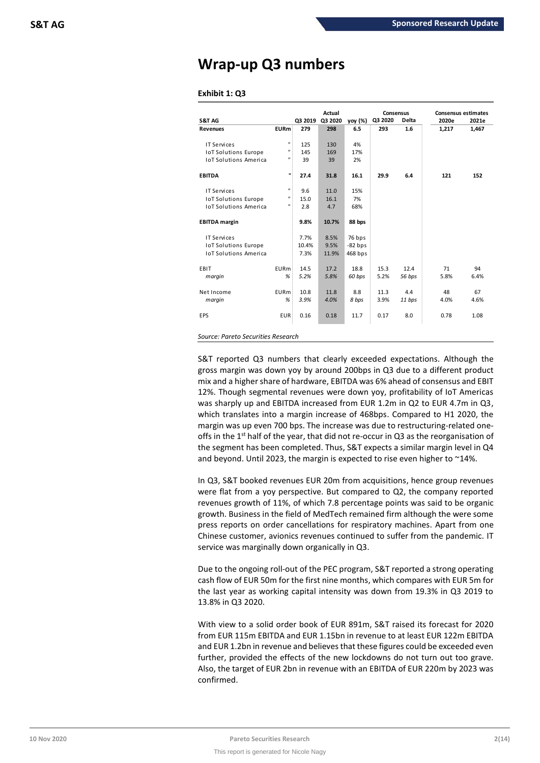# Wrap-up Q3 numbers

**Exhibit 1: Q3**

| S&T AG | | Q3 2019 | Actual Q3 2020 | yoy (%) | Consensus Q3 2020 | Delta | Consensus estimates 2020e | 2021e |
|---|---|---|---|---|---|---|---|---|
| **Revenues** | **EURm** | **279** | **298** | **6.5** | **293** | **1.6** | **1,217** | **1,467** |
| IT Services | " | 125 | 130 | 4% | | | | |
| IoT Solutions Europe | " | 145 | 169 | 17% | | | | |
| IoT Solutions America | " | 39 | 39 | 2% | | | | |
| **EBITDA** | **"** | **27.4** | **31.8** | **16.1** | **29.9** | **6.4** | **121** | **152** |
| IT Services | " | 9.6 | 11.0 | 15% | | | | |
| IoT Solutions Europe | " | 15.0 | 16.1 | 7% | | | | |
| IoT Solutions America | " | 2.8 | 4.7 | 68% | | | | |
| **EBITDA margin** | | **9.8%** | **10.7%** | **88 bps** | | | | |
| IT Services | | 7.7% | 8.5% | 76 bps | | | | |
| IoT Solutions Europe | | 10.4% | 9.5% | -82 bps | | | | |
| IoT Solutions America | | 7.3% | 11.9% | 468 bps | | | | |
| EBIT | EURm | 14.5 | 17.2 | 18.8 | 15.3 | 12.4 | 71 | 94 |
| *margin* | *%* | *5.2%* | *5.8%* | *60 bps* | 5.2% | *56 bps* | 5.8% | 6.4% |
| Net Income | EURm | 10.8 | 11.8 | 8.8 | 11.3 | 4.4 | 48 | 67 |
| *margin* | *%* | *3.9%* | *4.0%* | *8 bps* | 3.9% | *11 bps* | 4.0% | 4.6% |
| EPS | EUR | 0.16 | 0.18 | 11.7 | 0.17 | 8.0 | 0.78 | 1.08 |

*Source: Pareto Securities Research*

S&T reported Q3 numbers that clearly exceeded expectations. Although the gross margin was down yoy by around 200bps in Q3 due to a different product mix and a higher share of hardware, EBITDA was 6% ahead of consensus and EBIT 12%. Though segmental revenues were down yoy, profitability of IoT Americas was sharply up and EBITDA increased from EUR 1.2m in Q2 to EUR 4.7m in Q3, which translates into a margin increase of 468bps. Compared to H1 2020, the margin was up even 700 bps. The increase was due to restructuring-related one-offs in the 1st half of the year, that did not re-occur in Q3 as the reorganisation of the segment has been completed. Thus, S&T expects a similar margin level in Q4 and beyond. Until 2023, the margin is expected to rise even higher to ~14%.

In Q3, S&T booked revenues EUR 20m from acquisitions, hence group revenues were flat from a yoy perspective. But compared to Q2, the company reported revenues growth of 11%, of which 7.8 percentage points was said to be organic growth. Business in the field of MedTech remained firm although the were some press reports on order cancellations for respiratory machines. Apart from one Chinese customer, avionics revenues continued to suffer from the pandemic. IT service was marginally down organically in Q3.

Due to the ongoing roll-out of the PEC program, S&T reported a strong operating cash flow of EUR 50m for the first nine months, which compares with EUR 5m for the last year as working capital intensity was down from 19.3% in Q3 2019 to 13.8% in Q3 2020.

With view to a solid order book of EUR 891m, S&T raised its forecast for 2020 from EUR 115m EBITDA and EUR 1.15bn in revenue to at least EUR 122m EBITDA and EUR 1.2bn in revenue and believes that these figures could be exceeded even further, provided the effects of the new lockdowns do not turn out too grave. Also, the target of EUR 2bn in revenue with an EBITDA of EUR 220m by 2023 was confirmed.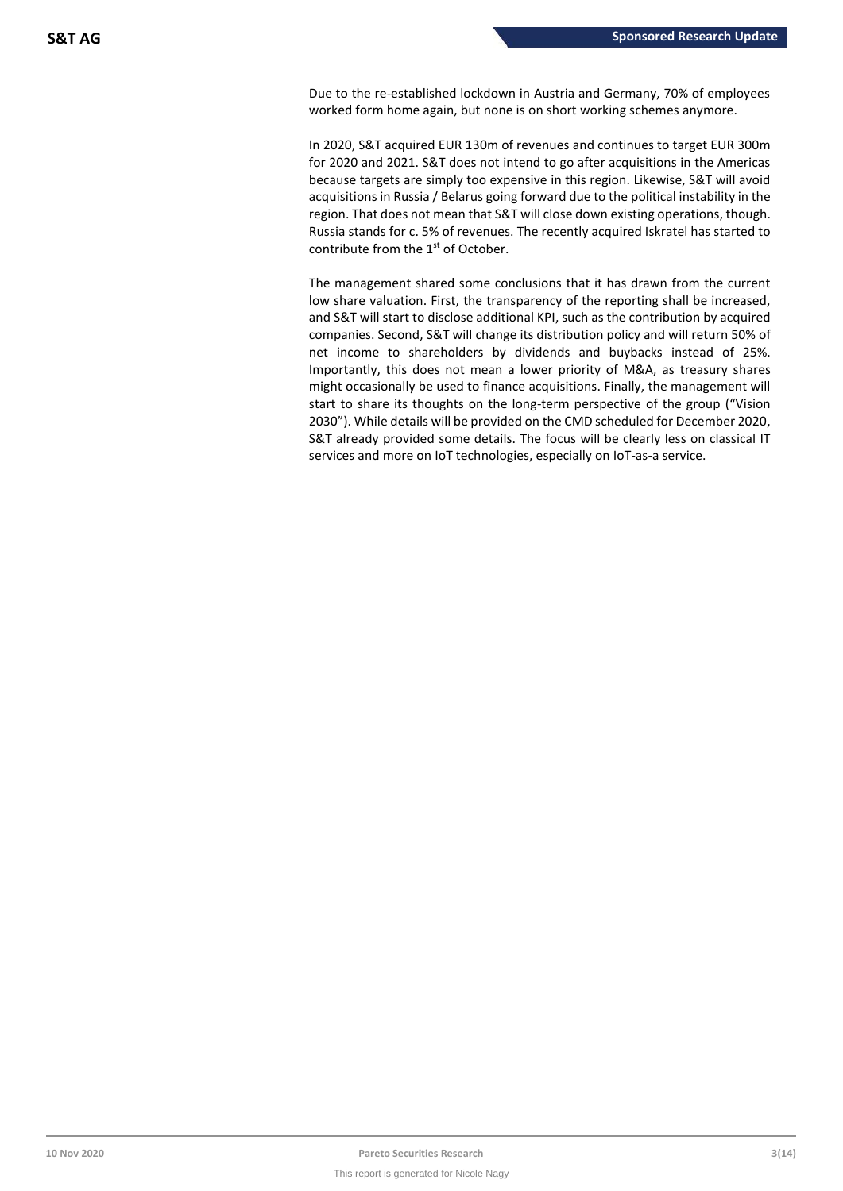Due to the re-established lockdown in Austria and Germany, 70% of employees worked form home again, but none is on short working schemes anymore.

In 2020, S&T acquired EUR 130m of revenues and continues to target EUR 300m for 2020 and 2021. S&T does not intend to go after acquisitions in the Americas because targets are simply too expensive in this region. Likewise, S&T will avoid acquisitions in Russia / Belarus going forward due to the political instability in the region. That does not mean that S&T will close down existing operations, though. Russia stands for c. 5% of revenues. The recently acquired Iskratel has started to contribute from the 1st of October.

The management shared some conclusions that it has drawn from the current low share valuation. First, the transparency of the reporting shall be increased, and S&T will start to disclose additional KPI, such as the contribution by acquired companies. Second, S&T will change its distribution policy and will return 50% of net income to shareholders by dividends and buybacks instead of 25%. Importantly, this does not mean a lower priority of M&A, as treasury shares might occasionally be used to finance acquisitions. Finally, the management will start to share its thoughts on the long-term perspective of the group ("Vision 2030"). While details will be provided on the CMD scheduled for December 2020, S&T already provided some details. The focus will be clearly less on classical IT services and more on IoT technologies, especially on IoT-as-a service.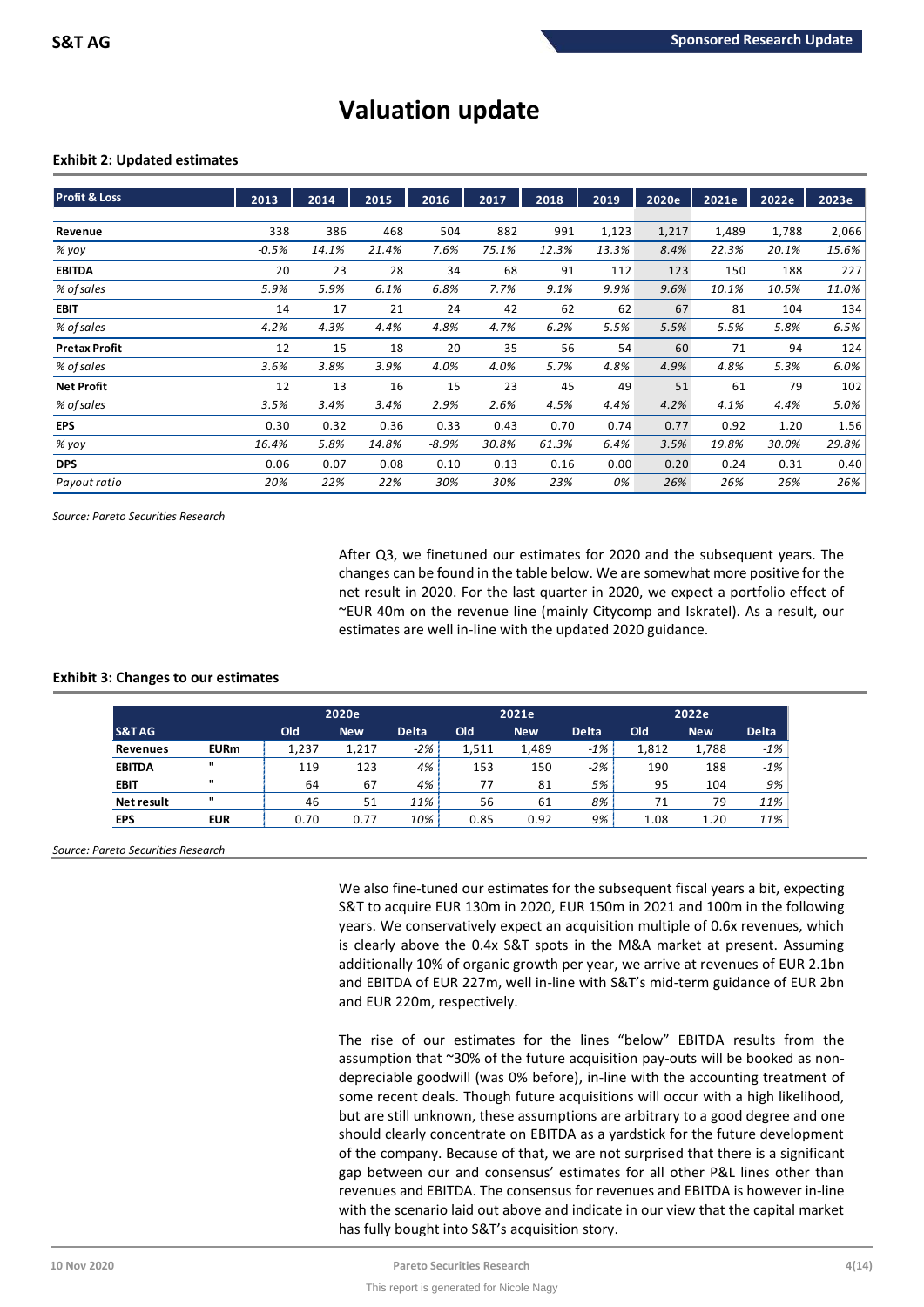# Valuation update

**Exhibit 2: Updated estimates**

| Profit & Loss | 2013 | 2014 | 2015 | 2016 | 2017 | 2018 | 2019 | 2020e | 2021e | 2022e | 2023e |
|---|---|---|---|---|---|---|---|---|---|---|---|
| **Revenue** | 338 | 386 | 468 | 504 | 882 | 991 | 1,123 | 1,217 | 1,489 | 1,788 | 2,066 |
| *% yoy* | *-0.5%* | *14.1%* | *21.4%* | *7.6%* | *75.1%* | *12.3%* | *13.3%* | *8.4%* | *22.3%* | *20.1%* | *15.6%* |
| **EBITDA** | 20 | 23 | 28 | 34 | 68 | 91 | 112 | 123 | 150 | 188 | 227 |
| *% of sales* | *5.9%* | *5.9%* | *6.1%* | *6.8%* | *7.7%* | *9.1%* | *9.9%* | *9.6%* | *10.1%* | *10.5%* | *11.0%* |
| **EBIT** | 14 | 17 | 21 | 24 | 42 | 62 | 62 | 67 | 81 | 104 | 134 |
| *% of sales* | *4.2%* | *4.3%* | *4.4%* | *4.8%* | *4.7%* | *6.2%* | *5.5%* | *5.5%* | *5.5%* | *5.8%* | *6.5%* |
| **Pretax Profit** | 12 | 15 | 18 | 20 | 35 | 56 | 54 | 60 | 71 | 94 | 124 |
| *% of sales* | *3.6%* | *3.8%* | *3.9%* | *4.0%* | *4.0%* | *5.7%* | *4.8%* | *4.9%* | *4.8%* | *5.3%* | *6.0%* |
| **Net Profit** | 12 | 13 | 16 | 15 | 23 | 45 | 49 | 51 | 61 | 79 | 102 |
| *% of sales* | *3.5%* | *3.4%* | *3.4%* | *2.9%* | *2.6%* | *4.5%* | *4.4%* | *4.2%* | *4.1%* | *4.4%* | *5.0%* |
| **EPS** | 0.30 | 0.32 | 0.36 | 0.33 | 0.43 | 0.70 | 0.74 | 0.77 | 0.92 | 1.20 | 1.56 |
| *% yoy* | *16.4%* | *5.8%* | *14.8%* | *-8.9%* | *30.8%* | *61.3%* | *6.4%* | *3.5%* | *19.8%* | *30.0%* | *29.8%* |
| **DPS** | 0.06 | 0.07 | 0.08 | 0.10 | 0.13 | 0.16 | 0.00 | 0.20 | 0.24 | 0.31 | 0.40 |
| *Payout ratio* | *20%* | *22%* | *22%* | *30%* | *30%* | *23%* | *0%* | *26%* | *26%* | *26%* | *26%* |

*Source: Pareto Securities Research*

After Q3, we finetuned our estimates for 2020 and the subsequent years. The changes can be found in the table below. We are somewhat more positive for the net result in 2020. For the last quarter in 2020, we expect a portfolio effect of ~EUR 40m on the revenue line (mainly Citycomp and Iskratel). As a result, our estimates are well in-line with the updated 2020 guidance.

**Exhibit 3: Changes to our estimates**

| | | 2020e | | | 2021e | | | 2022e | | |
|---|---|---|---|---|---|---|---|---|---|---|
| **S&T AG** | | **Old** | **New** | **Delta** | **Old** | **New** | **Delta** | **Old** | **New** | **Delta** |
| **Revenues** | **EURm** | 1,237 | 1,217 | *-2%* | 1,511 | 1,489 | *-1%* | 1,812 | 1,788 | *-1%* |
| **EBITDA** | **"** | 119 | 123 | *4%* | 153 | 150 | *-2%* | 190 | 188 | *-1%* |
| **EBIT** | **"** | 64 | 67 | *4%* | 77 | 81 | *5%* | 95 | 104 | *9%* |
| **Net result** | **"** | 46 | 51 | *11%* | 56 | 61 | *8%* | 71 | 79 | *11%* |
| **EPS** | **EUR** | 0.70 | 0.77 | *10%* | 0.85 | 0.92 | *9%* | 1.08 | 1.20 | *11%* |

*Source: Pareto Securities Research*

We also fine-tuned our estimates for the subsequent fiscal years a bit, expecting S&T to acquire EUR 130m in 2020, EUR 150m in 2021 and 100m in the following years. We conservatively expect an acquisition multiple of 0.6x revenues, which is clearly above the 0.4x S&T spots in the M&A market at present. Assuming additionally 10% of organic growth per year, we arrive at revenues of EUR 2.1bn and EBITDA of EUR 227m, well in-line with S&T's mid-term guidance of EUR 2bn and EUR 220m, respectively.

The rise of our estimates for the lines "below" EBITDA results from the assumption that ~30% of the future acquisition pay-outs will be booked as non-depreciable goodwill (was 0% before), in-line with the accounting treatment of some recent deals. Though future acquisitions will occur with a high likelihood, but are still unknown, these assumptions are arbitrary to a good degree and one should clearly concentrate on EBITDA as a yardstick for the future development of the company. Because of that, we are not surprised that there is a significant gap between our and consensus' estimates for all other P&L lines other than revenues and EBITDA. The consensus for revenues and EBITDA is however in-line with the scenario laid out above and indicate in our view that the capital market has fully bought into S&T's acquisition story.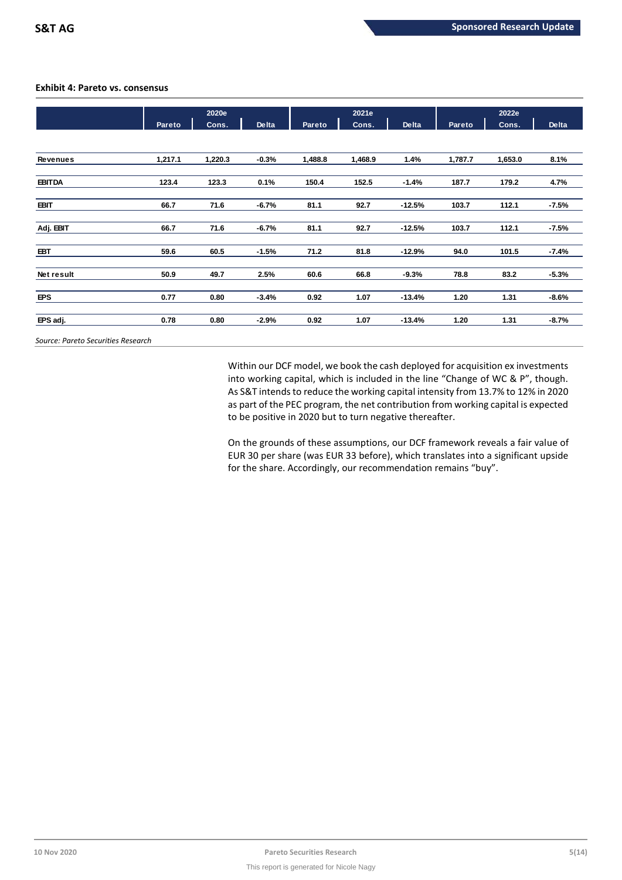**Exhibit 4: Pareto vs. consensus**

| | 2020e | | | 2021e | | | 2022e | | |
|---|---|---|---|---|---|---|---|---|---|
| | Pareto | Cons. | Delta | Pareto | Cons. | Delta | Pareto | Cons. | Delta |
| Revenues | 1,217.1 | 1,220.3 | -0.3% | 1,488.8 | 1,468.9 | 1.4% | 1,787.7 | 1,653.0 | 8.1% |
| EBITDA | 123.4 | 123.3 | 0.1% | 150.4 | 152.5 | -1.4% | 187.7 | 179.2 | 4.7% |
| EBIT | 66.7 | 71.6 | -6.7% | 81.1 | 92.7 | -12.5% | 103.7 | 112.1 | -7.5% |
| Adj. EBIT | 66.7 | 71.6 | -6.7% | 81.1 | 92.7 | -12.5% | 103.7 | 112.1 | -7.5% |
| EBT | 59.6 | 60.5 | -1.5% | 71.2 | 81.8 | -12.9% | 94.0 | 101.5 | -7.4% |
| Net result | 50.9 | 49.7 | 2.5% | 60.6 | 66.8 | -9.3% | 78.8 | 83.2 | -5.3% |
| EPS | 0.77 | 0.80 | -3.4% | 0.92 | 1.07 | -13.4% | 1.20 | 1.31 | -8.6% |
| EPS adj. | 0.78 | 0.80 | -2.9% | 0.92 | 1.07 | -13.4% | 1.20 | 1.31 | -8.7% |

*Source: Pareto Securities Research*

Within our DCF model, we book the cash deployed for acquisition ex investments into working capital, which is included in the line "Change of WC & P", though. As S&T intends to reduce the working capital intensity from 13.7% to 12% in 2020 as part of the PEC program, the net contribution from working capital is expected to be positive in 2020 but to turn negative thereafter.

On the grounds of these assumptions, our DCF framework reveals a fair value of EUR 30 per share (was EUR 33 before), which translates into a significant upside for the share. Accordingly, our recommendation remains "buy".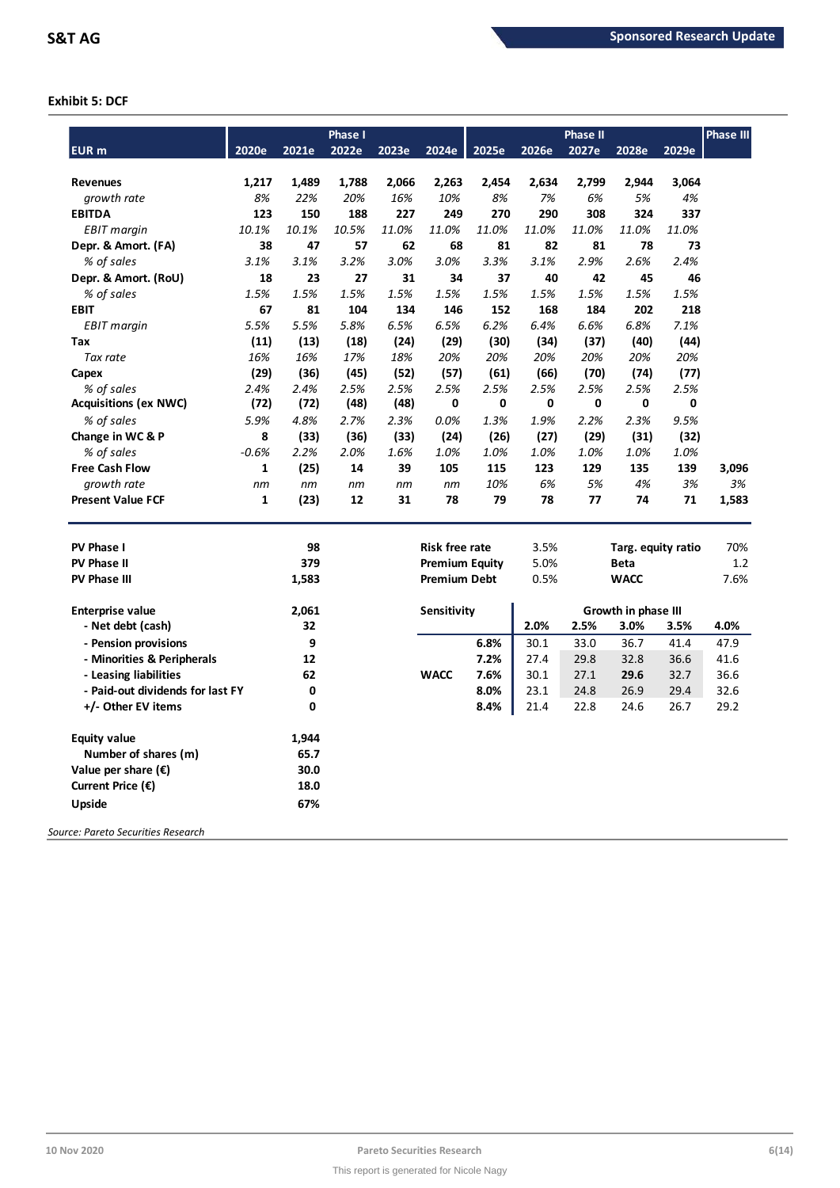**Exhibit 5: DCF**

| EUR m | Phase I | | | | | Phase II | | | | | Phase III |
|---|---|---|---|---|---|---|---|---|---|---|---|
| | 2020e | 2021e | 2022e | 2023e | 2024e | 2025e | 2026e | 2027e | 2028e | 2029e | |
| **Revenues** | 1,217 | 1,489 | 1,788 | 2,066 | 2,263 | 2,454 | 2,634 | 2,799 | 2,944 | 3,064 | |
| *growth rate* | 8% | 22% | 20% | 16% | 10% | 8% | 7% | 6% | 5% | 4% | |
| **EBITDA** | 123 | 150 | 188 | 227 | 249 | 270 | 290 | 308 | 324 | 337 | |
| *EBIT margin* | 10.1% | 10.1% | 10.5% | 11.0% | 11.0% | 11.0% | 11.0% | 11.0% | 11.0% | 11.0% | |
| **Depr. & Amort. (FA)** | 38 | 47 | 57 | 62 | 68 | 81 | 82 | 81 | 78 | 73 | |
| *% of sales* | 3.1% | 3.1% | 3.2% | 3.0% | 3.0% | 3.3% | 3.1% | 2.9% | 2.6% | 2.4% | |
| **Depr. & Amort. (RoU)** | 18 | 23 | 27 | 31 | 34 | 37 | 40 | 42 | 45 | 46 | |
| *% of sales* | 1.5% | 1.5% | 1.5% | 1.5% | 1.5% | 1.5% | 1.5% | 1.5% | 1.5% | 1.5% | |
| **EBIT** | 67 | 81 | 104 | 134 | 146 | 152 | 168 | 184 | 202 | 218 | |
| *EBIT margin* | 5.5% | 5.5% | 5.8% | 6.5% | 6.5% | 6.2% | 6.4% | 6.6% | 6.8% | 7.1% | |
| **Tax** | (11) | (13) | (18) | (24) | (29) | (30) | (34) | (37) | (40) | (44) | |
| *Tax rate* | 16% | 16% | 17% | 18% | 20% | 20% | 20% | 20% | 20% | 20% | |
| **Capex** | (29) | (36) | (45) | (52) | (57) | (61) | (66) | (70) | (74) | (77) | |
| *% of sales* | 2.4% | 2.4% | 2.5% | 2.5% | 2.5% | 2.5% | 2.5% | 2.5% | 2.5% | 2.5% | |
| **Acquisitions (ex NWC)** | (72) | (72) | (48) | (48) | 0 | 0 | 0 | 0 | 0 | 0 | |
| *% of sales* | 5.9% | 4.8% | 2.7% | 2.3% | 0.0% | 1.3% | 1.9% | 2.2% | 2.3% | 9.5% | |
| **Change in WC & P** | 8 | (33) | (36) | (33) | (24) | (26) | (27) | (29) | (31) | (32) | |
| *% of sales* | -0.6% | 2.2% | 2.0% | 1.6% | 1.0% | 1.0% | 1.0% | 1.0% | 1.0% | 1.0% | |
| **Free Cash Flow** | 1 | (25) | 14 | 39 | 105 | 115 | 123 | 129 | 135 | 139 | 3,096 |
| *growth rate* | nm | nm | nm | nm | nm | 10% | 6% | 5% | 4% | 3% | 3% |
| **Present Value FCF** | 1 | (23) | 12 | 31 | 78 | 79 | 78 | 77 | 74 | 71 | 1,583 |

| | |
|---|---|
| **PV Phase I** | 98 |
| **PV Phase II** | 379 |
| **PV Phase III** | 1,583 |
| **Enterprise value** | 2,061 |
| **- Net debt (cash)** | 32 |
| **- Pension provisions** | 9 |
| **- Minorities & Peripherals** | 12 |
| **- Leasing liabilities** | 62 |
| **- Paid-out dividends for last FY** | 0 |
| **+/- Other EV items** | 0 |
| **Equity value** | 1,944 |
| **Number of shares (m)** | 65.7 |
| **Value per share (€)** | 30.0 |
| **Current Price (€)** | 18.0 |
| **Upside** | 67% |

| | | | |
|---|---|---|---|
| **Risk free rate** | 3.5% | **Targ. equity ratio** | 70% |
| **Premium Equity** | 5.0% | **Beta** | 1.2 |
| **Premium Debt** | 0.5% | **WACC** | 7.6% |

| **Sensitivity** | | Growth in phase III | | | | |
|---|---|---|---|---|---|---|
| | | **2.0%** | **2.5%** | **3.0%** | **3.5%** | **4.0%** |
| | **6.8%** | 30.1 | 33.0 | 36.7 | 41.4 | 47.9 |
| | **7.2%** | 27.4 | 29.8 | 32.8 | 36.6 | 41.6 |
| **WACC** | **7.6%** | 30.1 | 27.1 | **29.6** | 32.7 | 36.6 |
| | **8.0%** | 23.1 | 24.8 | 26.9 | 29.4 | 32.6 |
| | **8.4%** | 21.4 | 22.8 | 24.6 | 26.7 | 29.2 |

*Source: Pareto Securities Research*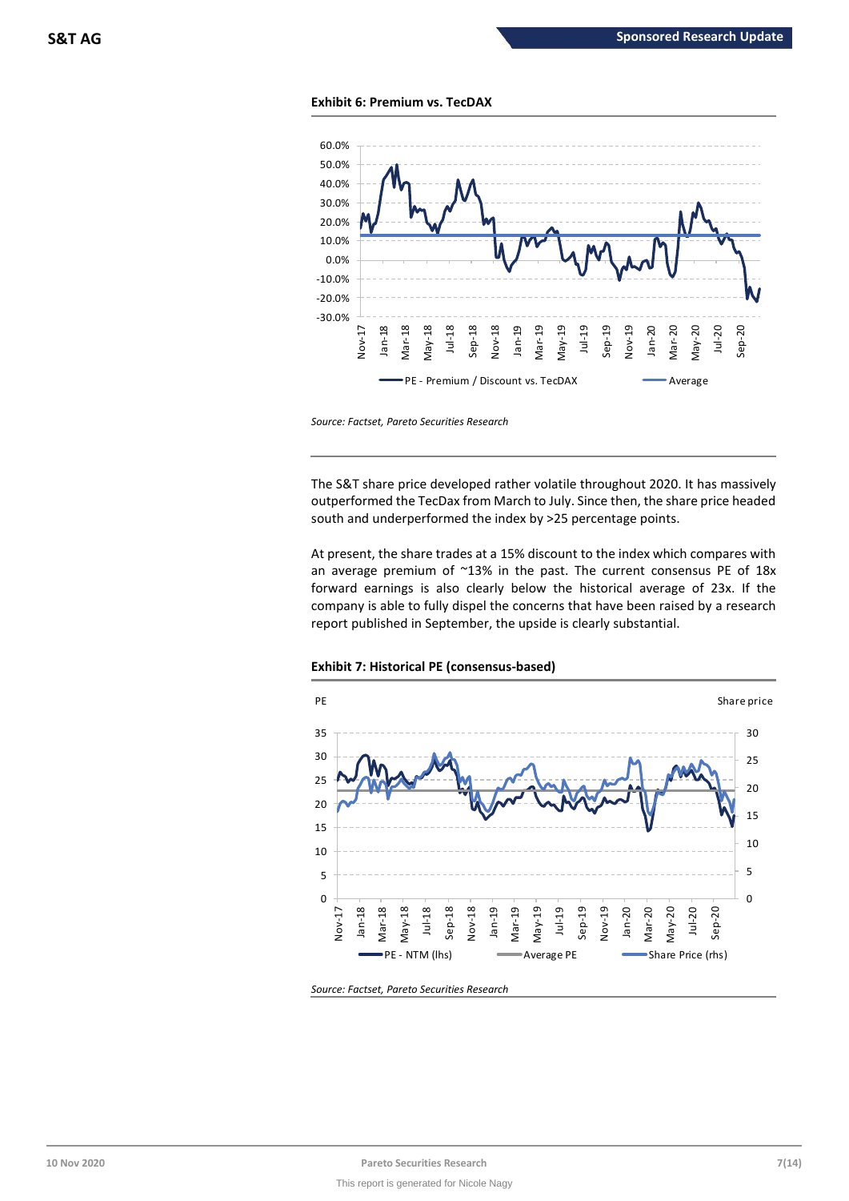**Exhibit 6: Premium vs. TecDAX**

*Source: Factset, Pareto Securities Research*

The S&T share price developed rather volatile throughout 2020. It has massively outperformed the TecDax from March to July. Since then, the share price headed south and underperformed the index by >25 percentage points.

At present, the share trades at a 15% discount to the index which compares with an average premium of ~13% in the past. The current consensus PE of 18x forward earnings is also clearly below the historical average of 23x. If the company is able to fully dispel the concerns that have been raised by a research report published in September, the upside is clearly substantial.

**Exhibit 7: Historical PE (consensus-based)**

*Source: Factset, Pareto Securities Research*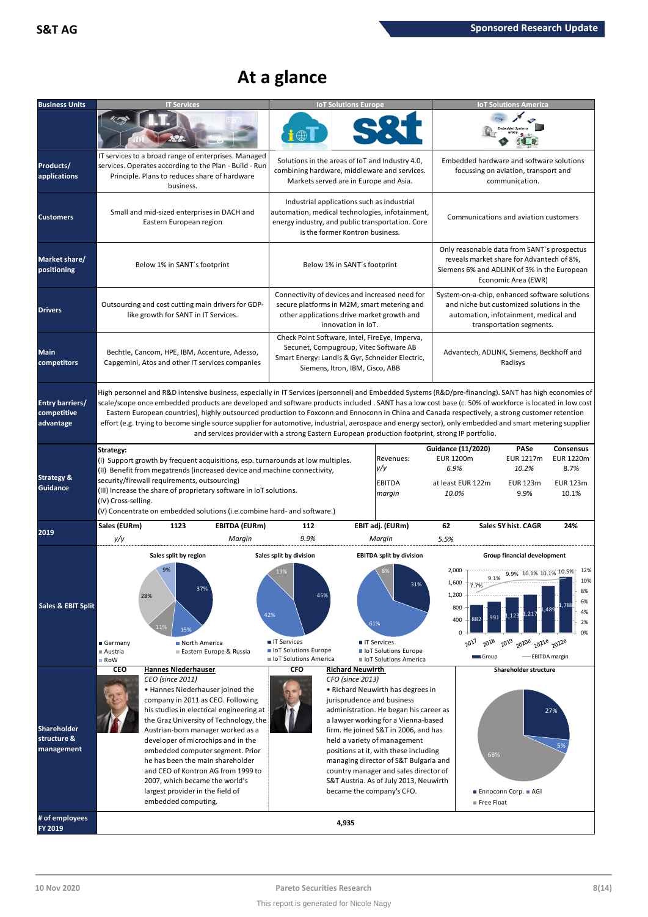# At a glance

| Business Units | IT Services | IoT Solutions Europe | IoT Solutions America |
|---|---|---|---|
| Products/ applications | IT services to a broad range of enterprises. Managed services. Operates according to the Plan - Build - Run Principle. Plans to reduces share of hardware business. | Solutions in the areas of IoT and Industry 4.0, combining hardware, middleware and services. Markets served are in Europe and Asia. | Embedded hardware and software solutions focussing on aviation, transport and communication. |
| Customers | Small and mid-sized enterprises in DACH and Eastern European region | Industrial applications such as industrial automation, medical technologies, infotainment, energy industry, and public transportation. Core is the former Kontron business. | Communications and aviation customers |
| Market share/ positioning | Below 1% in SANT´s footprint | Below 1% in SANT´s footprint | Only reasonable data from SANT`s prospectus reveals market share for Advantech of 8%, Siemens 6% and ADLINK of 3% in the European Economic Area (EWR) |
| Drivers | Outsourcing and cost cutting main drivers for GDP-like growth for SANT in IT Services. | Connectivity of devices and increased need for secure platforms in M2M, smart metering and other applications drive market growth and innovation in IoT. | System-on-a-chip, enhanced software solutions and niche but customized solutions in the automation, infotainment, medical and transportation segments. |
| Main competitors | Bechtle, Cancom, HPE, IBM, Accenture, Adesso, Capgemini, Atos and other IT services companies | Check Point Software, Intel, FireEye, Imperva, Secunet, Compugroup, Vitec Software AB Smart Energy: Landis & Gyr, Schneider Electric, Siemens, Itron, IBM, Cisco, ABB | Advantech, ADLINK, Siemens, Beckhoff and Radisys |

**Entry barriers/ competitive advantage**

High personnel and R&D intensive business, especially in IT Services (personnel) and Embedded Systems (R&D/pre-financing). SANT has high economies of scale/scope once embedded products are developed and software products included . SANT has a low cost base (c. 50% of workforce is located in low cost Eastern European countries), highly outsourced production to Foxconn and Ennoconn in China and Canada respectively, a strong customer retention effort (e.g. trying to become single source supplier for automotive, industrial, aerospace and energy sector), only embedded and smart metering supplier and services provider with a strong Eastern European production footprint, strong IP portfolio.

**Strategy & Guidance**

**Strategy:**
(I) Support growth by frequent acquisitions, esp. turnarounds at low multiples.
(II) Benefit from megatrends (increased device and machine connectivity, security/firewall requirements, outsourcing)
(III) Increase the share of proprietary software in IoT solutions.
(IV) Cross-selling.
(V) Concentrate on embedded solutions (i.e.combine hard- and software.)

| | Guidance (11/2020) | PASe | Consensus |
|---|---|---|---|
| Revenues: | EUR 1200m | EUR 1217m | EUR 1220m |
| *y/y* | *6.9%* | *10.2%* | *8.7%* |
| EBITDA | at least EUR 122m | EUR 123m | EUR 123m |
| *margin* | *10.0%* | *9.9%* | *10.1%* |

**2019**

| Sales (EURm) | 1123 | EBITDA (EURm) | 112 | EBIT adj. (EURm) | 62 | Sales 5Y hist. CAGR | 24% |
|---|---|---|---|---|---|---|---|
| *y/y* | | *Margin* | *9.9%* | *Margin* | *5.5%* | | |

**Sales & EBIT Split**

Sales split by region: Germany 37%, Austria 15%, RoW 11%, North America 28%, Eastern Europe & Russia 9%

Sales split by division: IT Services 45%, IoT Solutions Europe 42%, IoT Solutions America 13%

EBITDA split by division: IT Services 31%, IoT Solutions Europe 61%, IoT Solutions America 8%

Group financial development (Group sales / EBITDA margin): 2017 882 / 7.7%; 2018 991 / 9.1%; 2019 1,123 / 9.9%; 2020e 1,217 / 10.1%; 2021e 1,489 / 10.1%; 2022e 1,788 / 10.5%

**Shareholder structure & management**

**CEO** – **Hannes Niederhauser**
*CEO (since 2011)*
• Hannes Niederhauser joined the company in 2011 as CEO. Following his studies in electrical engineering at the Graz University of Technology, the Austrian-born manager worked as a developer of microchips and in the embedded computer segment. Prior he has been the main shareholder and CEO of Kontron AG from 1999 to 2007, which became the world's largest provider in the field of embedded computing.

**CFO** – **Richard Neuwirth**
*CFO (since 2013)*
• Richard Neuwirth has degrees in jurisprudence and business administration. He began his career as a lawyer working for a Vienna-based firm. He joined S&T in 2006, and has held a variety of management positions at it, with these including managing director of S&T Bulgaria and country manager and sales director of S&T Austria. As of July 2013, Neuwirth became the company's CFO.

Shareholder structure: Ennoconn Corp. 27%, AGI 5%, Free Float 68%

**# of employees FY 2019:** 4,935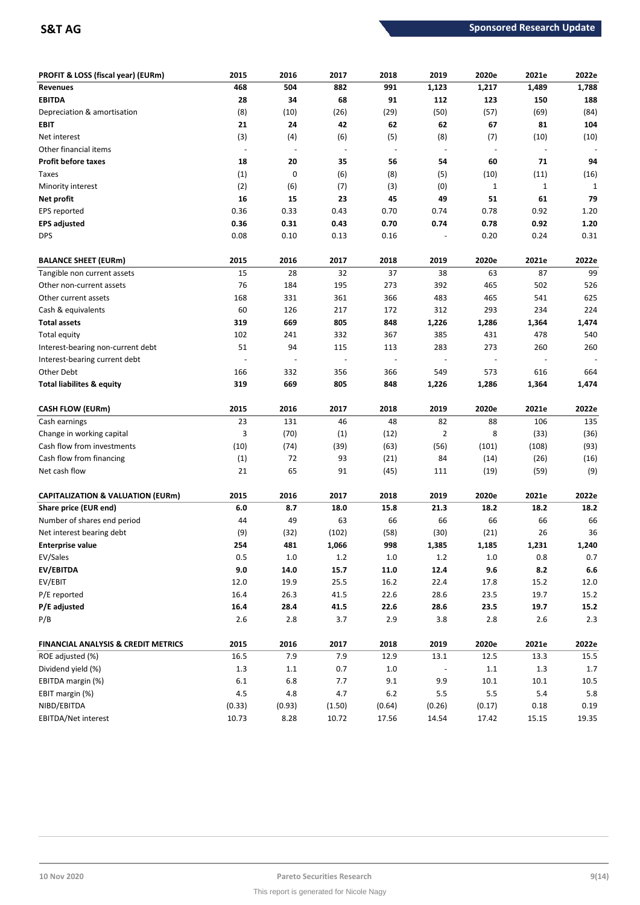| PROFIT & LOSS (fiscal year) (EURm) | 2015 | 2016 | 2017 | 2018 | 2019 | 2020e | 2021e | 2022e |
|---|---|---|---|---|---|---|---|---|
| **Revenues** | **468** | **504** | **882** | **991** | **1,123** | **1,217** | **1,489** | **1,788** |
| **EBITDA** | **28** | **34** | **68** | **91** | **112** | **123** | **150** | **188** |
| Depreciation & amortisation | (8) | (10) | (26) | (29) | (50) | (57) | (69) | (84) |
| **EBIT** | **21** | **24** | **42** | **62** | **62** | **67** | **81** | **104** |
| Net interest | (3) | (4) | (6) | (5) | (8) | (7) | (10) | (10) |
| Other financial items | - | - | - | - | - | - | - | - |
| **Profit before taxes** | **18** | **20** | **35** | **56** | **54** | **60** | **71** | **94** |
| Taxes | (1) | 0 | (6) | (8) | (5) | (10) | (11) | (16) |
| Minority interest | (2) | (6) | (7) | (3) | (0) | 1 | 1 | 1 |
| **Net profit** | **16** | **15** | **23** | **45** | **49** | **51** | **61** | **79** |
| EPS reported | 0.36 | 0.33 | 0.43 | 0.70 | 0.74 | 0.78 | 0.92 | 1.20 |
| **EPS adjusted** | **0.36** | **0.31** | **0.43** | **0.70** | **0.74** | **0.78** | **0.92** | **1.20** |
| DPS | 0.08 | 0.10 | 0.13 | 0.16 | - | 0.20 | 0.24 | 0.31 |

| BALANCE SHEET (EURm) | 2015 | 2016 | 2017 | 2018 | 2019 | 2020e | 2021e | 2022e |
|---|---|---|---|---|---|---|---|---|
| Tangible non current assets | 15 | 28 | 32 | 37 | 38 | 63 | 87 | 99 |
| Other non-current assets | 76 | 184 | 195 | 273 | 392 | 465 | 502 | 526 |
| Other current assets | 168 | 331 | 361 | 366 | 483 | 465 | 541 | 625 |
| Cash & equivalents | 60 | 126 | 217 | 172 | 312 | 293 | 234 | 224 |
| **Total assets** | **319** | **669** | **805** | **848** | **1,226** | **1,286** | **1,364** | **1,474** |
| Total equity | 102 | 241 | 332 | 367 | 385 | 431 | 478 | 540 |
| Interest-bearing non-current debt | 51 | 94 | 115 | 113 | 283 | 273 | 260 | 260 |
| Interest-bearing current debt | - | - | - | - | - | - | - | - |
| Other Debt | 166 | 332 | 356 | 366 | 549 | 573 | 616 | 664 |
| **Total liabilites & equity** | **319** | **669** | **805** | **848** | **1,226** | **1,286** | **1,364** | **1,474** |

| CASH FLOW (EURm) | 2015 | 2016 | 2017 | 2018 | 2019 | 2020e | 2021e | 2022e |
|---|---|---|---|---|---|---|---|---|
| Cash earnings | 23 | 131 | 46 | 48 | 82 | 88 | 106 | 135 |
| Change in working capital | 3 | (70) | (1) | (12) | 2 | 8 | (33) | (36) |
| Cash flow from investments | (10) | (74) | (39) | (63) | (56) | (101) | (108) | (93) |
| Cash flow from financing | (1) | 72 | 93 | (21) | 84 | (14) | (26) | (16) |
| Net cash flow | 21 | 65 | 91 | (45) | 111 | (19) | (59) | (9) |

| CAPITALIZATION & VALUATION (EURm) | 2015 | 2016 | 2017 | 2018 | 2019 | 2020e | 2021e | 2022e |
|---|---|---|---|---|---|---|---|---|
| **Share price (EUR end)** | **6.0** | **8.7** | **18.0** | **15.8** | **21.3** | **18.2** | **18.2** | **18.2** |
| Number of shares end period | 44 | 49 | 63 | 66 | 66 | 66 | 66 | 66 |
| Net interest bearing debt | (9) | (32) | (102) | (58) | (30) | (21) | 26 | 36 |
| **Enterprise value** | **254** | **481** | **1,066** | **998** | **1,385** | **1,185** | **1,231** | **1,240** |
| EV/Sales | 0.5 | 1.0 | 1.2 | 1.0 | 1.2 | 1.0 | 0.8 | 0.7 |
| **EV/EBITDA** | **9.0** | **14.0** | **15.7** | **11.0** | **12.4** | **9.6** | **8.2** | **6.6** |
| EV/EBIT | 12.0 | 19.9 | 25.5 | 16.2 | 22.4 | 17.8 | 15.2 | 12.0 |
| P/E reported | 16.4 | 26.3 | 41.5 | 22.6 | 28.6 | 23.5 | 19.7 | 15.2 |
| **P/E adjusted** | **16.4** | **28.4** | **41.5** | **22.6** | **28.6** | **23.5** | **19.7** | **15.2** |
| P/B | 2.6 | 2.8 | 3.7 | 2.9 | 3.8 | 2.8 | 2.6 | 2.3 |

| FINANCIAL ANALYSIS & CREDIT METRICS | 2015 | 2016 | 2017 | 2018 | 2019 | 2020e | 2021e | 2022e |
|---|---|---|---|---|---|---|---|---|
| ROE adjusted (%) | 16.5 | 7.9 | 7.9 | 12.9 | 13.1 | 12.5 | 13.3 | 15.5 |
| Dividend yield (%) | 1.3 | 1.1 | 0.7 | 1.0 | - | 1.1 | 1.3 | 1.7 |
| EBITDA margin (%) | 6.1 | 6.8 | 7.7 | 9.1 | 9.9 | 10.1 | 10.1 | 10.5 |
| EBIT margin (%) | 4.5 | 4.8 | 4.7 | 6.2 | 5.5 | 5.5 | 5.4 | 5.8 |
| NIBD/EBITDA | (0.33) | (0.93) | (1.50) | (0.64) | (0.26) | (0.17) | 0.18 | 0.19 |
| EBITDA/Net interest | 10.73 | 8.28 | 10.72 | 17.56 | 14.54 | 17.42 | 15.15 | 19.35 |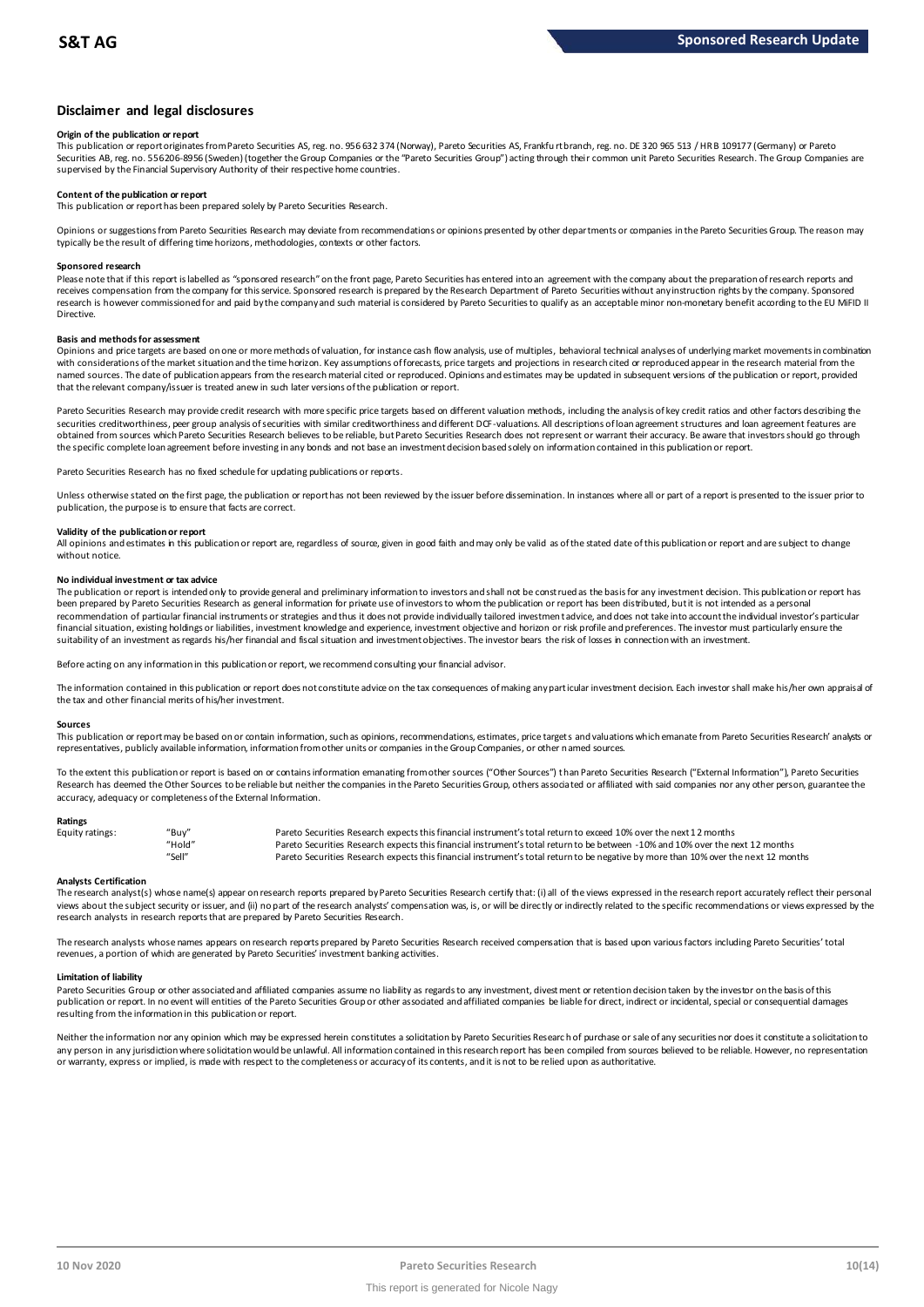## Disclaimer and legal disclosures

### Origin of the publication or report

This publication or report originates from Pareto Securities AS, reg. no. 956 632 374 (Norway), Pareto Securities AS, Frankfurt branch, reg. no. DE 320 965 513 / HR B 109177 (Germany) or Pareto Securities AB, reg. no. 556206-8956 (Sweden) (together the Group Companies or the "Pareto Securities Group") acting through their common unit Pareto Securities Research. The Group Companies are supervised by the Financial Supervisory Authority of their respective home countries.

### Content of the publication or report

This publication or report has been prepared solely by Pareto Securities Research.

Opinions or suggestions from Pareto Securities Research may deviate from recommendations or opinions presented by other departments or companies in the Pareto Securities Group. The reason may typically be the result of differing time horizons, methodologies, contexts or other factors.

### Sponsored research

Please note that if this report is labelled as "sponsored research" on the front page, Pareto Securities has entered into an agreement with the company about the preparation of research reports and receives compensation from the company for this service. Sponsored research is prepared by the Research Department of Pareto Securities without any instruction rights by the company. Sponsored research is however commissioned for and paid by the company and such material is considered by Pareto Securities to qualify as an acceptable minor non-monetary benefit according to the EU MiFID II Directive.

### Basis and methods for assessment

Opinions and price targets are based on one or more methods of valuation, for instance cash flow analysis, use of multiples, behavioral technical analyses of underlying market movements in combination with considerations of the market situation and the time horizon. Key assumptions of forecasts, price targets and projections in research cited or reproduced appear in the research material from the named sources. The date of publication appears from the research material cited or reproduced. Opinions and estimates may be updated in subsequent versions of the publication or report, provided that the relevant company/issuer is treated anew in such later versions of the publication or report.

Pareto Securities Research may provide credit research with more specific price targets based on different valuation methods, including the analysis of key credit ratios and other factors describing the securities creditworthiness, peer group analysis of securities with similar creditworthiness and different DCF-valuations. All descriptions of loan agreement structures and loan agreement features are obtained from sources which Pareto Securities Research believes to be reliable, but Pareto Securities Research does not represent or warrant their accuracy. Be aware that investors should go through the specific complete loan agreement before investing in any bonds and not base an investment decision based solely on information contained in this publication or report.

Pareto Securities Research has no fixed schedule for updating publications or reports.

Unless otherwise stated on the first page, the publication or report has not been reviewed by the issuer before dissemination. In instances where all or part of a report is presented to the issuer prior to publication, the purpose is to ensure that facts are correct.

### Validity of the publication or report

All opinions and estimates in this publication or report are, regardless of source, given in good faith and may only be valid as of the stated date of this publication or report and are subject to change without notice.

### No individual investment or tax advice

The publication or report is intended only to provide general and preliminary information to investors and shall not be construed as the basis for any investment decision. This publication or report has been prepared by Pareto Securities Research as general information for private use of investors to whom the publication or report has been distributed, but it is not intended as a personal recommendation of particular financial instruments or strategies and thus it does not provide individually tailored investment advice, and does not take into account the individual investor's particular financial situation, existing holdings or liabilities, investment knowledge and experience, investment objective and horizon or risk profile and preferences. The investor must particularly ensure the suitability of an investment as regards his/her financial and fiscal situation and investment objectives. The investor bears the risk of losses in connection with an investment.

Before acting on any information in this publication or report, we recommend consulting your financial advisor.

The information contained in this publication or report does not constitute advice on the tax consequences of making any particular investment decision. Each investor shall make his/her own appraisal of the tax and other financial merits of his/her investment.

### Sources

This publication or report may be based on or contain information, such as opinions, recommendations, estimates, price targets and valuations which emanate from Pareto Securities Research' analysts or representatives, publicly available information, information from other units or companies in the Group Companies, or other named sources.

To the extent this publication or report is based on or contains information emanating from other sources ("Other Sources") than Pareto Securities Research ("External Information"), Pareto Securities Research has deemed the Other Sources to be reliable but neither the companies in the Pareto Securities Group, others associated or affiliated with said companies nor any other person, guarantee the accuracy, adequacy or completeness of the External Information.

### Ratings

| | | |
|---|---|---|
| Equity ratings: | "Buy" | Pareto Securities Research expects this financial instrument's total return to exceed 10% over the next 12 months |
| | "Hold" | Pareto Securities Research expects this financial instrument's total return to be between -10% and 10% over the next 12 months |
| | "Sell" | Pareto Securities Research expects this financial instrument's total return to be negative by more than 10% over the next 12 months |

### Analysts Certification

The research analyst(s) whose name(s) appear on research reports prepared by Pareto Securities Research certify that: (i) all of the views expressed in the research report accurately reflect their personal views about the subject security or issuer, and (ii) no part of the research analysts' compensation was, is, or will be directly or indirectly related to the specific recommendations or views expressed by the research analysts in research reports that are prepared by Pareto Securities Research.

The research analysts whose names appears on research reports prepared by Pareto Securities Research received compensation that is based upon various factors including Pareto Securities' total revenues, a portion of which are generated by Pareto Securities' investment banking activities.

### Limitation of liability

Pareto Securities Group or other associated and affiliated companies assume no liability as regards to any investment, divestment or retention decision taken by the investor on the basis of this publication or report. In no event will entities of the Pareto Securities Group or other associated and affiliated companies be liable for direct, indirect or incidental, special or consequential damages resulting from the information in this publication or report.

Neither the information nor any opinion which may be expressed herein constitutes a solicitation by Pareto Securities Research of purchase or sale of any securities nor does it constitute a solicitation to any person in any jurisdiction where solicitation would be unlawful. All information contained in this research report has been compiled from sources believed to be reliable. However, no representation or warranty, express or implied, is made with respect to the completeness or accuracy of its contents, and it is not to be relied upon as authoritative.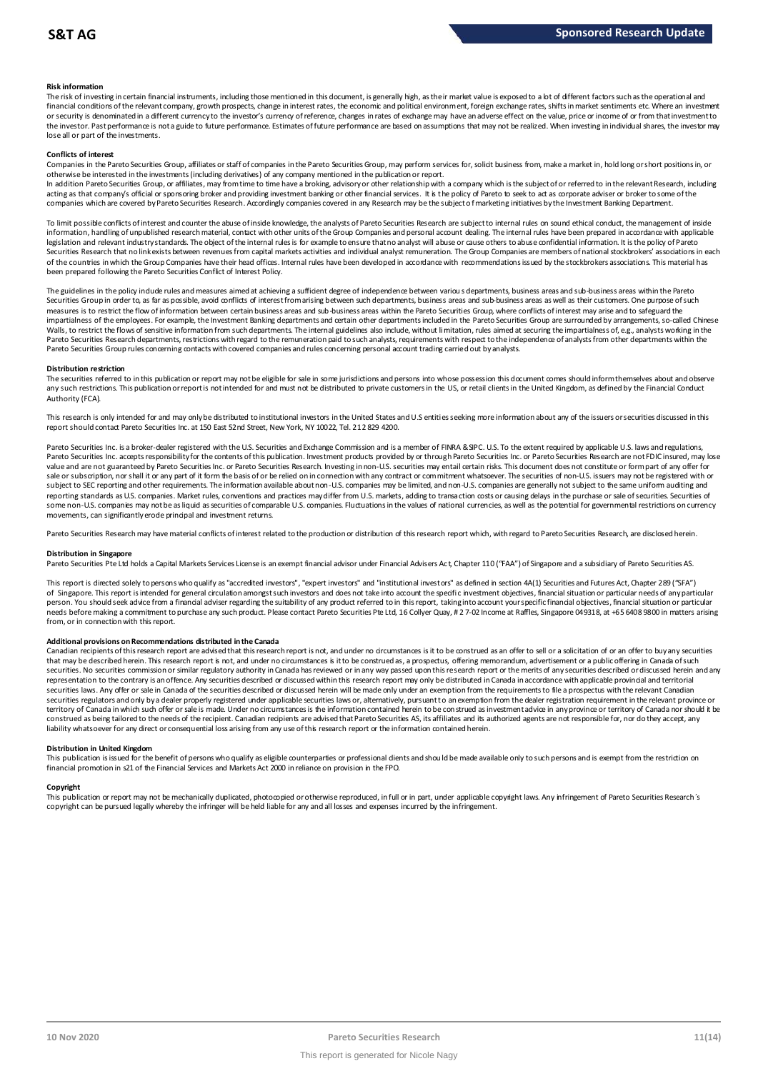#### Risk information

The risk of investing in certain financial instruments, including those mentioned in this document, is generally high, as their market value is exposed to a lot of different factors such as the operational and financial conditions of the relevant company, growth prospects, change in interest rates, the economic and political environment, foreign exchange rates, shifts in market sentiments etc. Where an investment or security is denominated in a different currency to the investor's currency of reference, changes in rates of exchange may have an adverse effect on the value, price or income of or from that investment to the investor. Past performance is not a guide to future performance. Estimates of future performance are based on assumptions that may not be realized. When investing in individual shares, the investor may lose all or part of the investments.

#### Conflicts of interest

Companies in the Pareto Securities Group, affiliates or staff of companies in the Pareto Securities Group, may perform services for, solicit business from, make a market in, hold long or short positions in, or otherwise be interested in the investments (including derivatives) of any company mentioned in the publication or report.

In addition Pareto Securities Group, or affiliates, may from time to time have a broking, advisory or other relationship with a company which is the subject of or referred to in the relevant Research, including acting as that company's official or sponsoring broker and providing investment banking or other financial services. It is the policy of Pareto to seek to act as corporate adviser or broker to some of the companies which are covered by Pareto Securities Research. Accordingly companies covered in any Research may be the subject o f marketing initiatives by the Investment Banking Department.

To limit possible conflicts of interest and counter the abuse of inside knowledge, the analysts of Pareto Securities Research are subject to internal rules on sound ethical conduct, the management of inside information, handling of unpublished research material, contact with other units of the Group Companies and personal account dealing. The internal rules have been prepared in accordance with applicable legislation and relevant industry standards. The object of the internal rules is for example to ensure that no analyst will abuse or cause others to abuse confidential information. It is the policy of Pareto Securities Research that no link exists between revenues from capital markets activities and individual analyst remuneration. The Group Companies are members of national stockbrokers' associations in each of the countries in which the Group Companies have their head offices. Internal rules have been developed in accordance with recommendations issued by the stockbrokers associations. This material has been prepared following the Pareto Securities Conflict of Interest Policy.

The guidelines in the policy include rules and measures aimed at achieving a sufficient degree of independence between various departments, business areas and sub-business areas within the Pareto Securities Group in order to, as far as possible, avoid conflicts of interest from arising between such departments, business areas and sub-business areas as well as their customers. One purpose of such measures is to restrict the flow of information between certain business areas and sub-business areas within the Pareto Securities Group, where conflicts of interest may arise and to safeguard the impartialness of the employees. For example, the Investment Banking departments and certain other departments included in the Pareto Securities Group are surrounded by arrangements, so-called Chinese Walls, to restrict the flows of sensitive information from such departments. The internal guidelines also include, without limitation, rules aimed at securing the impartialness of, e.g., analysts working in the Pareto Securities Research departments, restrictions with regard to the remuneration paid to such analysts, requirements with respect to the independence of analysts from other departments within the Pareto Securities Group rules concerning contacts with covered companies and rules concerning personal account trading carried out by analysts.

#### Distribution restriction

The securities referred to in this publication or report may not be eligible for sale in some jurisdictions and persons into whose possession this document comes should inform themselves about and observe any such restrictions. This publication or report is not intended for and must not be distributed to private customers in the US, or retail clients in the United Kingdom, as defined by the Financial Conduct Authority (FCA).

This research is only intended for and may only be distributed to institutional investors in the United States and U.S entities seeking more information about any of the issuers or securities discussed in this report should contact Pareto Securities Inc. at 150 East 52nd Street, New York, NY 10022, Tel. 212 829 4200.

Pareto Securities Inc. is a broker-dealer registered with the U.S. Securities and Exchange Commission and is a member of FINRA & SIPC. U.S. To the extent required by applicable U.S. laws and regulations, Pareto Securities Inc. accepts responsibility for the contents of this publication. Investment products provided by or through Pareto Securities Inc. or Pareto Securities Research are not FDIC insured, may lose value and are not guaranteed by Pareto Securities Inc. or Pareto Securities Research. Investing in non-U.S. securities may entail certain risks. This document does not constitute or form part of any offer for sale or subscription, nor shall it or any part of it form the basis of or be relied on in connection with any contract or commitment whatsoever. The securities of non-U.S. issuers may not be registered with or subject to SEC reporting and other requirements. The information available about non-U.S. companies may be limited, and non-U.S. companies are generally not subject to the same uniform auditing and reporting standards as U.S. companies. Market rules, conventions and practices may differ from U.S. markets, adding to transaction costs or causing delays in the purchase or sale of securities. Securities of some non-U.S. companies may not be as liquid as securities of comparable U.S. companies. Fluctuations in the values of national currencies, as well as the potential for governmental restrictions on currency movements, can significantly erode principal and investment returns.

Pareto Securities Research may have material conflicts of interest related to the production or distribution of this research report which, with regard to Pareto Securities Research, are disclosed herein.

#### Distribution in Singapore

Pareto Securities Pte Ltd holds a Capital Markets Services License is an exempt financial advisor under Financial Advisers Act, Chapter 110 ("FAA") of Singapore and a subsidiary of Pareto Securities AS.

This report is directed solely to persons who qualify as "accredited investors", "expert investors" and "institutional investors" as defined in section 4A(1) Securities and Futures Act, Chapter 289 ("SFA") of Singapore. This report is intended for general circulation amongst such investors and does not take into account the specific investment objectives, financial situation or particular needs of any particular person. You should seek advice from a financial adviser regarding the suitability of any product referred to in this report, taking into account your specific financial objectives, financial situation or particular needs before making a commitment to purchase any such product. Please contact Pareto Securities Pte Ltd, 16 Collyer Quay, # 27-02 Income at Raffles, Singapore 049318, at +65 6408 9800 in matters arising from, or in connection with this report.

#### Additional provisions on Recommendations distributed in the Canada

Canadian recipients of this research report are advised that this research report is not, and under no circumstances is it to be construed as an offer to sell or a solicitation of or an offer to buy any securities that may be described herein. This research report is not, and under no circumstances is it to be construed as, a prospectus, offering memorandum, advertisement or a public offering in Canada of such securities. No securities commission or similar regulatory authority in Canada has reviewed or in any way passed upon this research report or the merits of any securities described or discussed herein and any representation to the contrary is an offence. Any securities described or discussed within this research report may only be distributed in Canada in accordance with applicable provincial and territorial securities laws. Any offer or sale in Canada of the securities described or discussed herein will be made only under an exemption from the requirements to file a prospectus with the relevant Canadian securities regulators and only by a dealer properly registered under applicable securities laws or, alternatively, pursuant to an exemption from the dealer registration requirement in the relevant province or territory of Canada in which such offer or sale is made. Under no circumstances is the information contained herein to be construed as investment advice in any province or territory of Canada nor should it be construed as being tailored to the needs of the recipient. Canadian recipients are advised that Pareto Securities AS, its affiliates and its authorized agents are not responsible for, nor do they accept, any liability whatsoever for any direct or consequential loss arising from any use of this research report or the information contained herein.

#### Distribution in United Kingdom

This publication is issued for the benefit of persons who qualify as eligible counterparties or professional clients and should be made available only to such persons and is exempt from the restriction on financial promotion in s21 of the Financial Services and Markets Act 2000 in reliance on provision in the FPO.

#### Copyright

This publication or report may not be mechanically duplicated, photocopied or otherwise reproduced, in full or in part, under applicable copyright laws. Any infringement of Pareto Securities Research´s copyright can be pursued legally whereby the infringer will be held liable for any and all losses and expenses incurred by the infringement.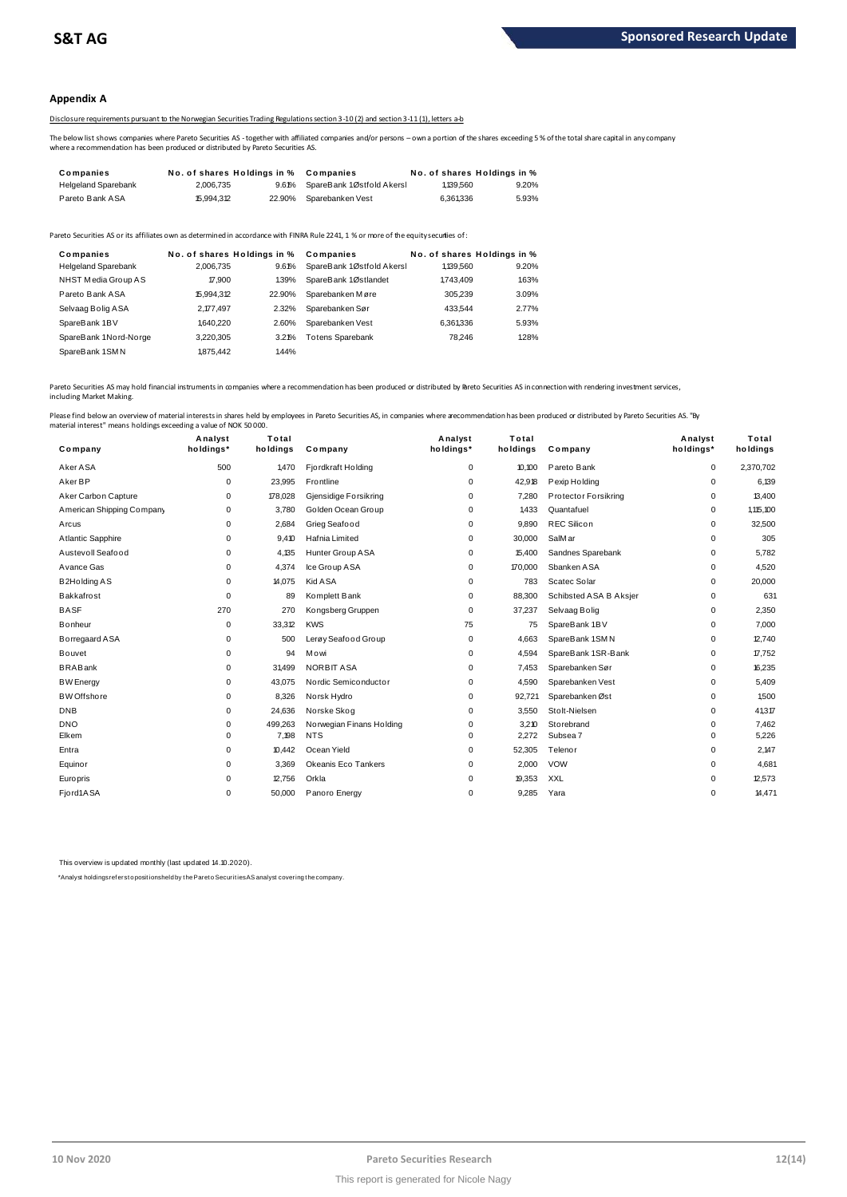## Appendix A

Disclosure requirements pursuant to the Norwegian Securities Trading Regulations section 3-10 (2) and section 3-11 (1), letters a-b

The below list shows companies where Pareto Securities AS - together with affiliated companies and/or persons – own a portion of the shares exceeding 5 % of the total share capital in any company where a recommendation has been produced or distributed by Pareto Securities AS.

| Companies | No. of shares | Holdings in % | Companies | No. of shares | Holdings in % |
|---|---|---|---|---|---|
| Helgeland Sparebank | 2,006,735 | 9.61% | SpareBank 1 Østfold Akersl | 1,139,560 | 9.20% |
| Pareto Bank ASA | 15,994,312 | 22.90% | Sparebanken Vest | 6,361,336 | 5.93% |

Pareto Securities AS or its affiliates own as determined in accordance with FINRA Rule 2241, 1 % or more of the equity securities of:

| Companies | No. of shares | Holdings in % | Companies | No. of shares | Holdings in % |
|---|---|---|---|---|---|
| Helgeland Sparebank | 2,006,735 | 9.61% | SpareBank 1 Østfold Akersl | 1,139,560 | 9.20% |
| NHST Media Group AS | 17,900 | 1.39% | SpareBank 1 Østlandet | 1,743,409 | 1.63% |
| Pareto Bank ASA | 15,994,312 | 22.90% | Sparebanken Møre | 305,239 | 3.09% |
| Selvaag Bolig ASA | 2,177,497 | 2.32% | Sparebanken Sør | 433,544 | 2.77% |
| SpareBank 1 BV | 1,640,220 | 2.60% | Sparebanken Vest | 6,361,336 | 5.93% |
| SpareBank 1 Nord-Norge | 3,220,305 | 3.21% | Totens Sparebank | 78,246 | 1.28% |
| SpareBank 1 SMN | 1,875,442 | 1.44% | | | |

Pareto Securities AS may hold financial instruments in companies where a recommendation has been produced or distributed by Pareto Securities AS in connection with rendering investment services, including Market Making.

Please find below an overview of material interests in shares held by employees in Pareto Securities AS, in companies where a recommendation has been produced or distributed by Pareto Securities AS. "By material interest" means holdings exceeding a value of NOK 50 000.

| Company | Analyst holdings* | Total holdings | Company | Analyst holdings* | Total holdings | Company | Analyst holdings* | Total holdings |
|---|---|---|---|---|---|---|---|---|
| Aker ASA | 500 | 1,470 | Fjordkraft Holding | 0 | 10,100 | Pareto Bank | 0 | 2,370,702 |
| Aker BP | 0 | 23,995 | Frontline | 0 | 42,918 | Pexip Holding | 0 | 6,139 |
| Aker Carbon Capture | 0 | 178,028 | Gjensidige Forsikring | 0 | 7,280 | Protector Forsikring | 0 | 13,400 |
| American Shipping Company | 0 | 3,780 | Golden Ocean Group | 0 | 1,433 | Quantafuel | 0 | 1,115,100 |
| Arcus | 0 | 2,684 | Grieg Seafood | 0 | 9,890 | REC Silicon | 0 | 32,500 |
| Atlantic Sapphire | 0 | 9,410 | Hafnia Limited | 0 | 30,000 | SalMar | 0 | 305 |
| Austevoll Seafood | 0 | 4,135 | Hunter Group ASA | 0 | 15,400 | Sandnes Sparebank | 0 | 5,782 |
| Avance Gas | 0 | 4,374 | Ice Group ASA | 0 | 170,000 | Sbanken ASA | 0 | 4,520 |
| B2Holding AS | 0 | 14,075 | Kid ASA | 0 | 783 | Scatec Solar | 0 | 20,000 |
| Bakkafrost | 0 | 89 | Komplett Bank | 0 | 88,300 | Schibsted ASA B Aksjer | 0 | 631 |
| BASF | 270 | 270 | Kongsberg Gruppen | 0 | 37,237 | Selvaag Bolig | 0 | 2,350 |
| Bonheur | 0 | 33,312 | KWS | 75 | 75 | SpareBank 1 BV | 0 | 7,000 |
| Borregaard ASA | 0 | 500 | Lerøy Seafood Group | 0 | 4,663 | SpareBank 1 SMN | 0 | 12,740 |
| Bouvet | 0 | 94 | Mowi | 0 | 4,594 | SpareBank 1 SR-Bank | 0 | 17,752 |
| BRABank | 0 | 31,499 | NORBIT ASA | 0 | 7,453 | Sparebanken Sør | 0 | 16,235 |
| BW Energy | 0 | 43,075 | Nordic Semiconductor | 0 | 4,590 | Sparebanken Vest | 0 | 5,409 |
| BW Offshore | 0 | 8,326 | Norsk Hydro | 0 | 92,721 | Sparebanken Øst | 0 | 1,500 |
| DNB | 0 | 24,636 | Norske Skog | 0 | 3,550 | Stolt-Nielsen | 0 | 41,317 |
| DNO | 0 | 499,263 | Norwegian Finans Holding | 0 | 3,210 | Storebrand | 0 | 7,462 |
| Elkem | 0 | 7,198 | NTS | 0 | 2,272 | Subsea 7 | 0 | 5,226 |
| Entra | 0 | 10,442 | Ocean Yield | 0 | 52,305 | Telenor | 0 | 2,147 |
| Equinor | 0 | 3,369 | Okeanis Eco Tankers | 0 | 2,000 | VOW | 0 | 4,681 |
| Europris | 0 | 12,756 | Orkla | 0 | 19,353 | XXL | 0 | 12,573 |
| Fjord1 ASA | 0 | 50,000 | Panoro Energy | 0 | 9,285 | Yara | 0 | 14,471 |

This overview is updated monthly (last updated 14.10.2020).

*Analyst holdings refers to positions held by the Pareto Securities AS analyst covering the company.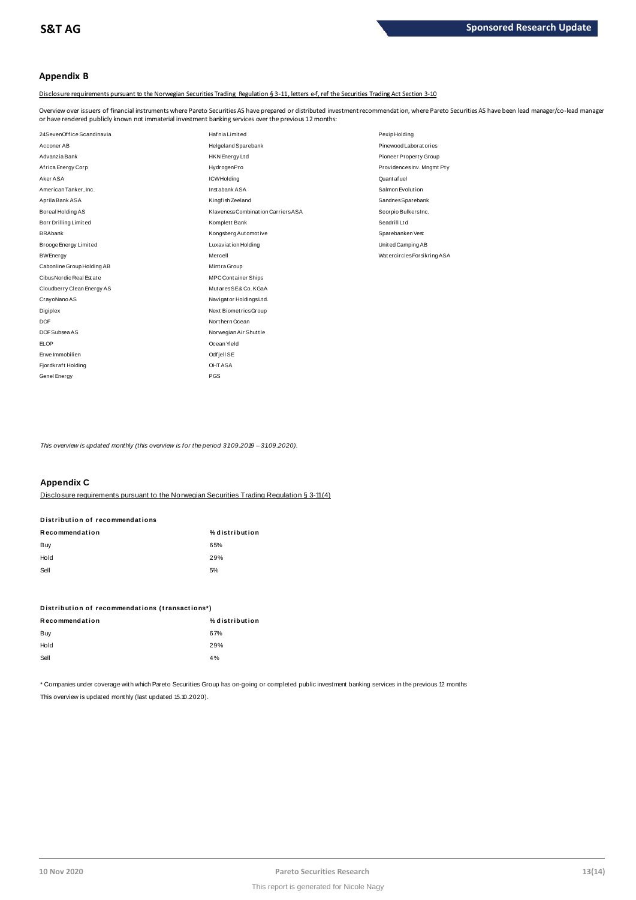## Appendix B

Disclosure requirements pursuant to the Norwegian Securities Trading Regulation § 3-11, letters e-f, ref the Securities Trading Act Section 3-10

Overview over issuers of financial instruments where Pareto Securities AS have prepared or distributed investment recommendation, where Pareto Securities AS have been lead manager/co-lead manager or have rendered publicly known not immaterial investment banking services over the previous 12 months:

24SevenOffice Scandinavia
Acconer AB
Advanzia Bank
Africa Energy Corp
Aker ASA
American Tanker, Inc.
Aprila Bank ASA
Boreal Holding AS
Borr Drilling Limited
BRAbank
Brooge Energy Limited
BWEnergy
Cabonline Group Holding AB
Cibus Nordic Real Estate
Cloudberry Clean Energy AS
CrayoNano AS
Digiplex
DOF
DOF Subsea AS
ELOP
Erwe Immobilien
Fjordkraft Holding
Genel Energy
Hafnia Limited
Helgeland Sparebank
HKN Energy Ltd
HydrogenPro
ICWHolding
Instabank ASA
Kingfish Zeeland
Klaveness Combination Carriers ASA
Komplett Bank
Kongsberg Automotive
Luxaviation Holding
Mercell
Mintra Group
MPC Container Ships
Mutares SE& Co. KGaA
Navigator Holdings Ltd.
Next Biometrics Group
Northern Ocean
Norwegian Air Shuttle
Ocean Yield
Odfjell SE
OHT ASA
PGS
Pexip Holding
Pinewood Laboratories
Pioneer Property Group
Providences Inv. Mngmt Pty
Quantafuel
Salmon Evolution
Sandnes Sparebank
Scorpio Bulkers Inc.
Seadrill Ltd
Sparebanken Vest
United Camping AB
Watercircles Forsikring ASA

*This overview is updated monthly (this overview is for the period 31.09.2019 – 31.09.2020).*

## Appendix C

Disclosure requirements pursuant to the Norwegian Securities Trading Regulation § 3-11(4)

**Distribution of recommendations**

| Recommendation | % distribution |
|---|---|
| Buy | 65% |
| Hold | 29% |
| Sell | 5% |

**Distribution of recommendations (transactions\*)**

| Recommendation | % distribution |
|---|---|
| Buy | 67% |
| Hold | 29% |
| Sell | 4% |

\* Companies under coverage with which Pareto Securities Group has on-going or completed public investment banking services in the previous 12 months

This overview is updated monthly (last updated 15.10.2020).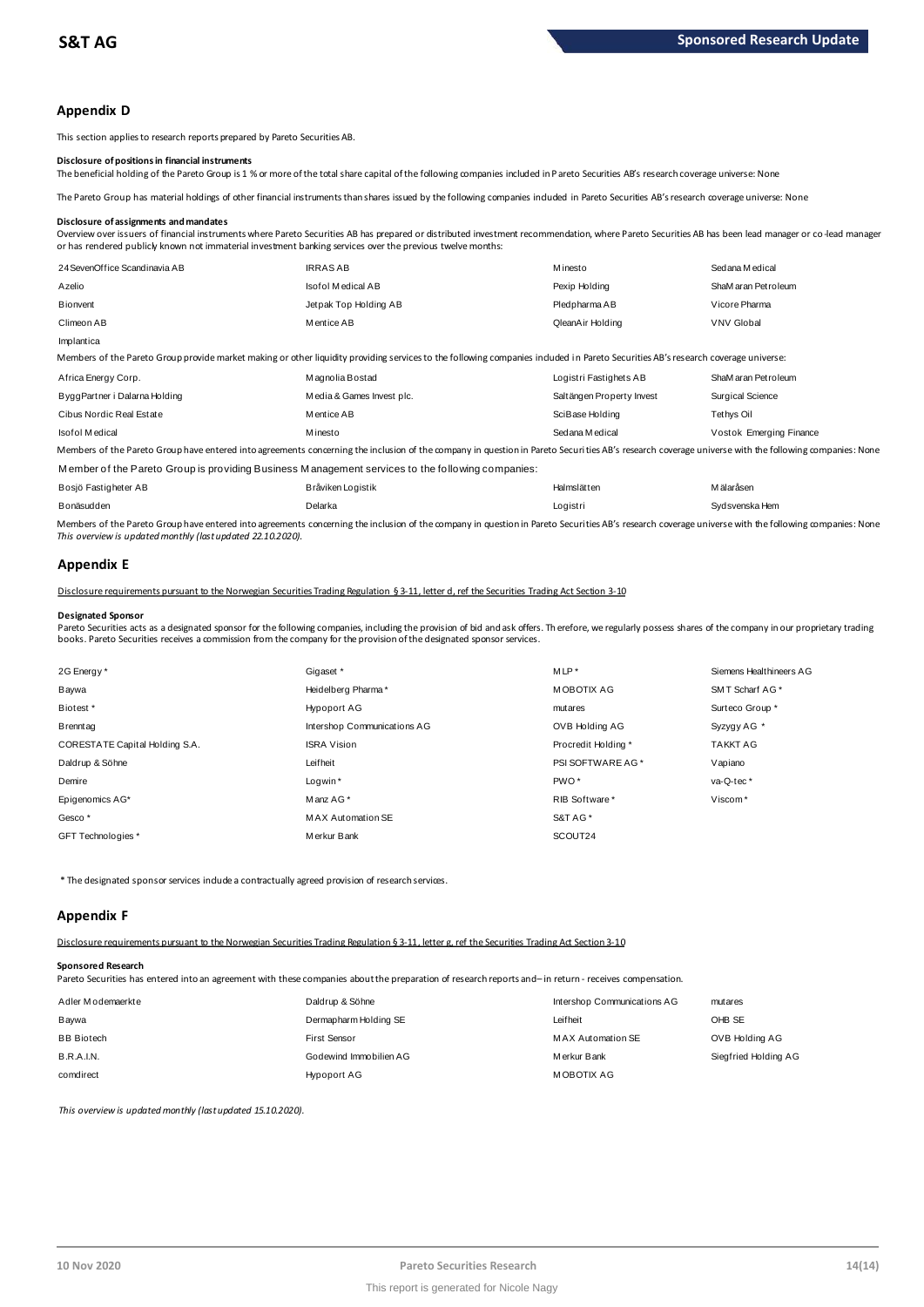## Appendix D

This section applies to research reports prepared by Pareto Securities AB.

**Disclosure of positions in financial instruments**

The beneficial holding of the Pareto Group is 1 % or more of the total share capital of the following companies included in Pareto Securities AB's research coverage universe: None

The Pareto Group has material holdings of other financial instruments than shares issued by the following companies included in Pareto Securities AB's research coverage universe: None

**Disclosure of assignments and mandates**

Overview over issuers of financial instruments where Pareto Securities AB has prepared or distributed investment recommendation, where Pareto Securities AB has been lead manager or co-lead manager or has rendered publicly known not immaterial investment banking services over the previous twelve months:

| | | | |
|---|---|---|---|
| 24SevenOffice Scandinavia AB | IRRAS AB | Minesto | Sedana Medical |
| Azelio | Isofol Medical AB | Pexip Holding | ShaMaran Petroleum |
| Bionvent | Jetpak Top Holding AB | Pledpharma AB | Vicore Pharma |
| Climeon AB | Mentice AB | QleanAir Holding | VNV Global |
| Implantica | | | |

Members of the Pareto Group provide market making or other liquidity providing services to the following companies included in Pareto Securities AB's research coverage universe:

| | | | |
|---|---|---|---|
| Africa Energy Corp. | Magnolia Bostad | Logistri Fastighets AB | ShaMaran Petroleum |
| ByggPartner i Dalarna Holding | Media & Games Invest plc. | Saltängen Property Invest | Surgical Science |
| Cibus Nordic Real Estate | Mentice AB | SciBase Holding | Tethys Oil |
| Isofol Medical | Minesto | Sedana Medical | Vostok Emerging Finance |

Members of the Pareto Group have entered into agreements concerning the inclusion of the company in question in Pareto Securities AB's research coverage universe with the following companies: None

Member of the Pareto Group is providing Business Management services to the following companies:

| | | | |
|---|---|---|---|
| Bosjö Fastigheter AB | Bråviken Logistik | Halmslätten | Mälaråsen |
| Bonäsudden | Delarka | Logistri | Sydsvenska Hem |

Members of the Pareto Group have entered into agreements concerning the inclusion of the company in question in Pareto Securities AB's research coverage universe with the following companies: None

*This overview is updated monthly (last updated 22.10.2020).*

## Appendix E

Disclosure requirements pursuant to the Norwegian Securities Trading Regulation § 3-11, letter d, ref the Securities Trading Act Section 3-10

**Designated Sponsor**

Pareto Securities acts as a designated sponsor for the following companies, including the provision of bid and ask offers. Therefore, we regularly possess shares of the company in our proprietary trading books. Pareto Securities receives a commission from the company for the provision of the designated sponsor services.

| | | | |
|---|---|---|---|
| 2G Energy * | Gigaset * | MLP * | Siemens Healthineers AG |
| Baywa | Heidelberg Pharma * | MOBOTIX AG | SMT Scharf AG * |
| Biotest * | Hypoport AG | mutares | Surteco Group * |
| Brenntag | Intershop Communications AG | OVB Holding AG | Syzygy AG * |
| CORESTATE Capital Holding S.A. | ISRA Vision | Procredit Holding * | TAKKT AG |
| Daldrup & Söhne | Leifheit | PSI SOFTWARE AG * | Vapiano |
| Demire | Logwin * | PWO * | va-Q-tec * |
| Epigenomics AG* | Manz AG * | RIB Software * | Viscom * |
| Gesco * | MAX Automation SE | S&T AG * | |
| GFT Technologies * | Merkur Bank | SCOUT24 | |

\* The designated sponsor services include a contractually agreed provision of research services.

## Appendix F

Disclosure requirements pursuant to the Norwegian Securities Trading Regulation § 3-11, letter g, ref the Securities Trading Act Section 3-10

**Sponsored Research**

Pareto Securities has entered into an agreement with these companies about the preparation of research reports and – in return - receives compensation.

| | | | |
|---|---|---|---|
| Adler Modemaerkte | Daldrup & Söhne | Intershop Communications AG | mutares |
| Baywa | Dermapharm Holding SE | Leifheit | OHB SE |
| BB Biotech | First Sensor | MAX Automation SE | OVB Holding AG |
| B.R.A.I.N. | Godewind Immobilien AG | Merkur Bank | Siegfried Holding AG |
| comdirect | Hypoport AG | MOBOTIX AG | |

*This overview is updated monthly (last updated 15.10.2020).*